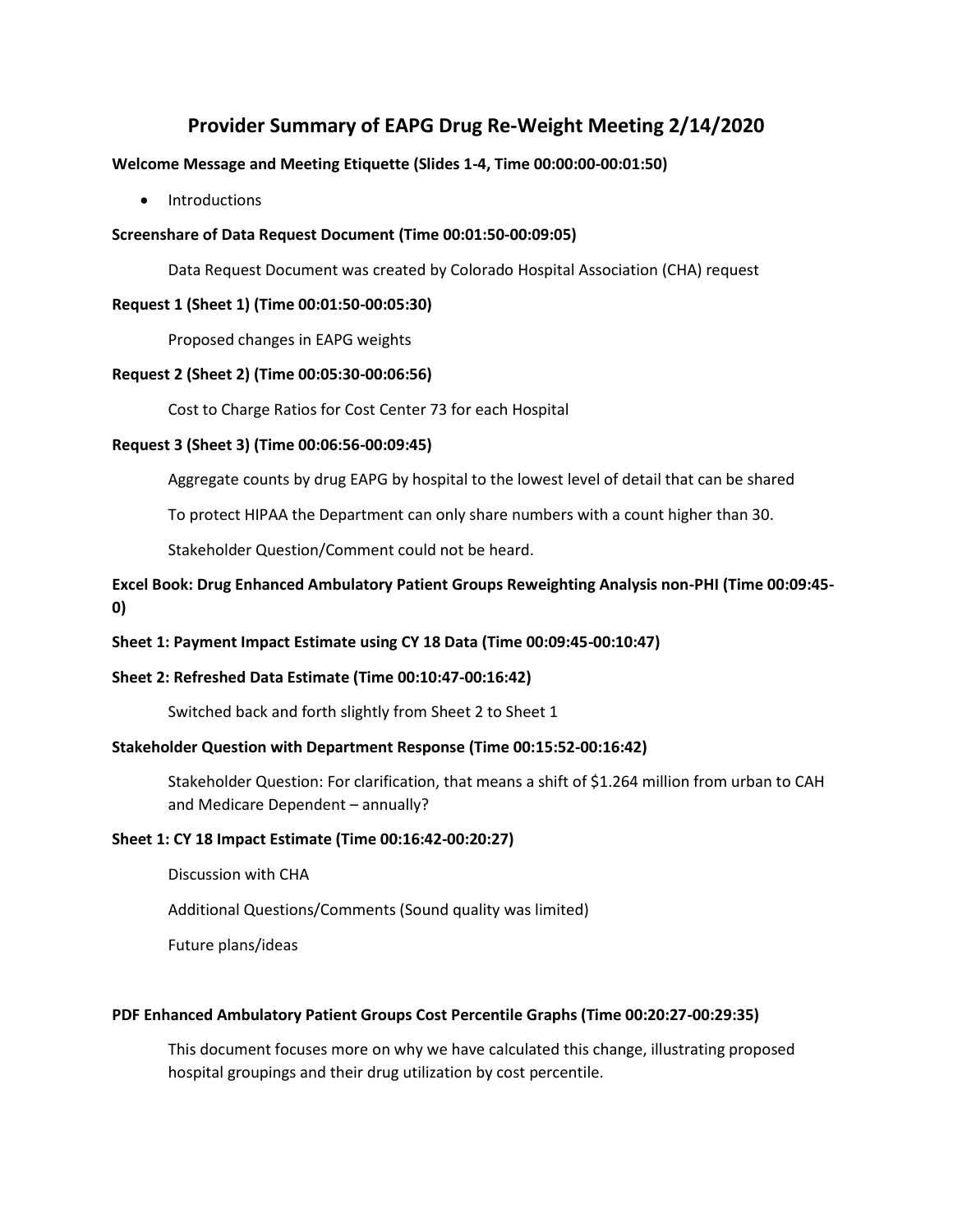# Provider Summary of EAPG Drug Re-Weight Meeting 2/14/2020

**Welcome Message and Meeting Etiquette (Slides 1-4, Time 00:00:00-00:01:50)**

- Introductions

**Screenshare of Data Request Document (Time 00:01:50-00:09:05)**

Data Request Document was created by Colorado Hospital Association (CHA) request

**Request 1 (Sheet 1) (Time 00:01:50-00:05:30)**

Proposed changes in EAPG weights

**Request 2 (Sheet 2) (Time 00:05:30-00:06:56)**

Cost to Charge Ratios for Cost Center 73 for each Hospital

**Request 3 (Sheet 3) (Time 00:06:56-00:09:45)**

Aggregate counts by drug EAPG by hospital to the lowest level of detail that can be shared

To protect HIPAA the Department can only share numbers with a count higher than 30.

Stakeholder Question/Comment could not be heard.

**Excel Book: Drug Enhanced Ambulatory Patient Groups Reweighting Analysis non-PHI (Time 00:09:45-0)**

**Sheet 1: Payment Impact Estimate using CY 18 Data (Time 00:09:45-00:10:47)**

**Sheet 2: Refreshed Data Estimate (Time 00:10:47-00:16:42)**

Switched back and forth slightly from Sheet 2 to Sheet 1

**Stakeholder Question with Department Response (Time 00:15:52-00:16:42)**

Stakeholder Question: For clarification, that means a shift of $1.264 million from urban to CAH and Medicare Dependent – annually?

**Sheet 1: CY 18 Impact Estimate (Time 00:16:42-00:20:27)**

Discussion with CHA

Additional Questions/Comments (Sound quality was limited)

Future plans/ideas

**PDF Enhanced Ambulatory Patient Groups Cost Percentile Graphs (Time 00:20:27-00:29:35)**

This document focuses more on why we have calculated this change, illustrating proposed hospital groupings and their drug utilization by cost percentile.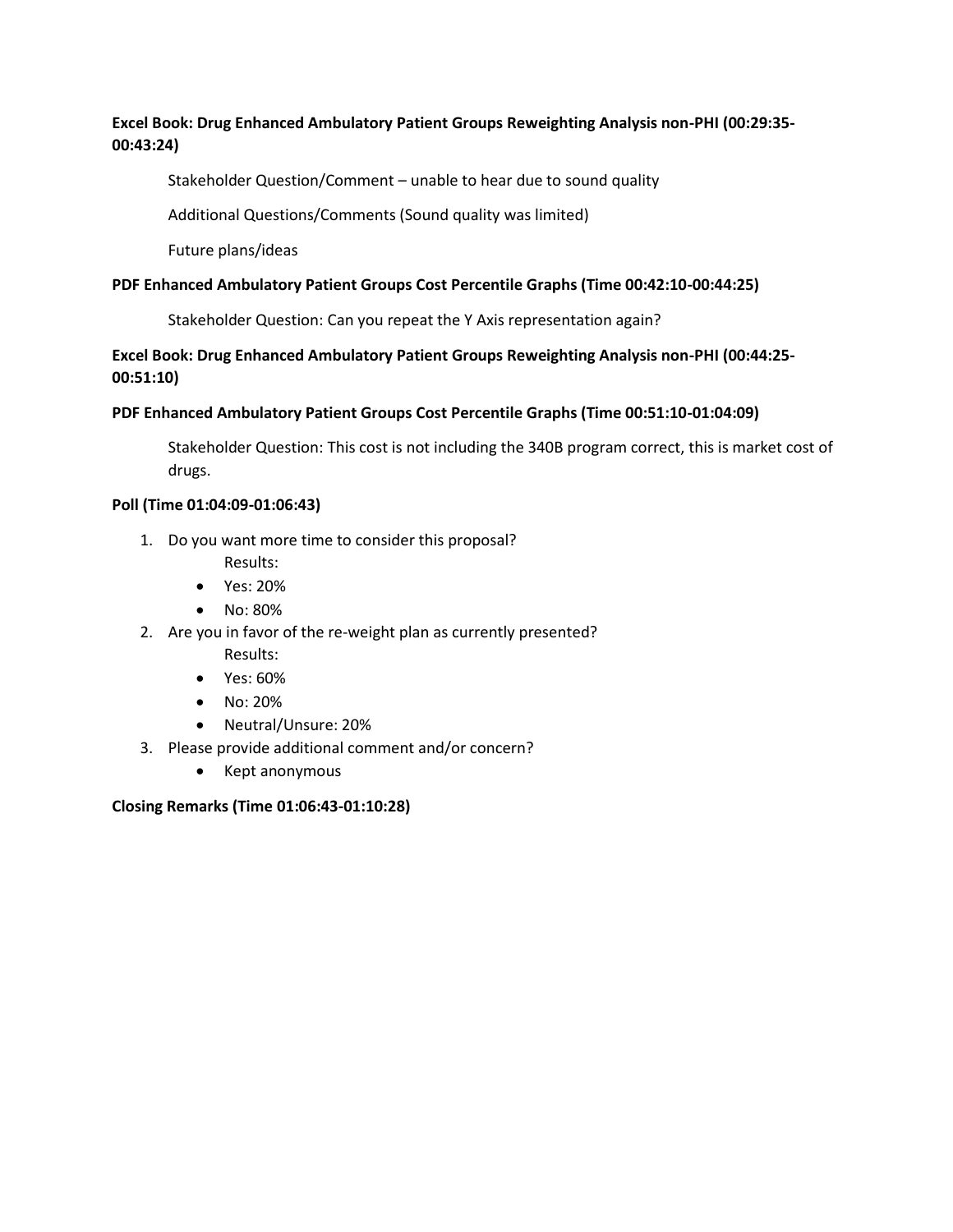**Excel Book: Drug Enhanced Ambulatory Patient Groups Reweighting Analysis non-PHI (00:29:35-00:43:24)**

Stakeholder Question/Comment – unable to hear due to sound quality

Additional Questions/Comments (Sound quality was limited)

Future plans/ideas

**PDF Enhanced Ambulatory Patient Groups Cost Percentile Graphs (Time 00:42:10-00:44:25)**

Stakeholder Question: Can you repeat the Y Axis representation again?

**Excel Book: Drug Enhanced Ambulatory Patient Groups Reweighting Analysis non-PHI (00:44:25-00:51:10)**

**PDF Enhanced Ambulatory Patient Groups Cost Percentile Graphs (Time 00:51:10-01:04:09)**

Stakeholder Question: This cost is not including the 340B program correct, this is market cost of drugs.

**Poll (Time 01:04:09-01:06:43)**

1. Do you want more time to consider this proposal?
   Results:
   - Yes: 20%
   - No: 80%
2. Are you in favor of the re-weight plan as currently presented?
   Results:
   - Yes: 60%
   - No: 20%
   - Neutral/Unsure: 20%
3. Please provide additional comment and/or concern?
   - Kept anonymous

**Closing Remarks (Time 01:06:43-01:10:28)**